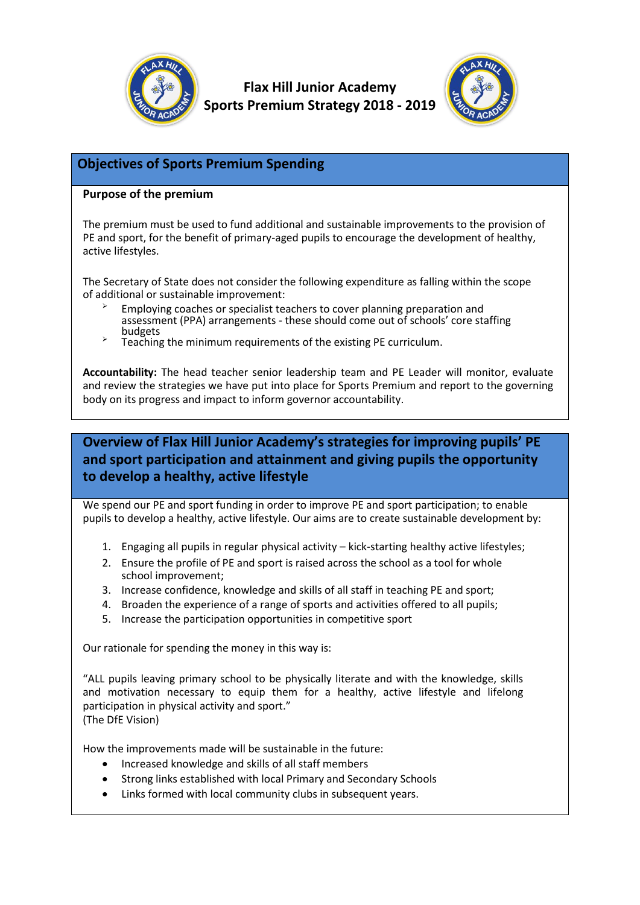# Flax Hill Junior Academy
# Sports Premium Strategy 2018 - 2019

## Objectives of Sports Premium Spending

**Purpose of the premium**

The premium must be used to fund additional and sustainable improvements to the provision of PE and sport, for the benefit of primary-aged pupils to encourage the development of healthy, active lifestyles.

The Secretary of State does not consider the following expenditure as falling within the scope of additional or sustainable improvement:

- Employing coaches or specialist teachers to cover planning preparation and assessment (PPA) arrangements - these should come out of schools' core staffing budgets
- Teaching the minimum requirements of the existing PE curriculum.

**Accountability:** The head teacher senior leadership team and PE Leader will monitor, evaluate and review the strategies we have put into place for Sports Premium and report to the governing body on its progress and impact to inform governor accountability.

## Overview of Flax Hill Junior Academy's strategies for improving pupils' PE and sport participation and attainment and giving pupils the opportunity to develop a healthy, active lifestyle

We spend our PE and sport funding in order to improve PE and sport participation; to enable pupils to develop a healthy, active lifestyle. Our aims are to create sustainable development by:

1. Engaging all pupils in regular physical activity – kick-starting healthy active lifestyles;
2. Ensure the profile of PE and sport is raised across the school as a tool for whole school improvement;
3. Increase confidence, knowledge and skills of all staff in teaching PE and sport;
4. Broaden the experience of a range of sports and activities offered to all pupils;
5. Increase the participation opportunities in competitive sport

Our rationale for spending the money in this way is:

"ALL pupils leaving primary school to be physically literate and with the knowledge, skills and motivation necessary to equip them for a healthy, active lifestyle and lifelong participation in physical activity and sport."
(The DfE Vision)

How the improvements made will be sustainable in the future:

- Increased knowledge and skills of all staff members
- Strong links established with local Primary and Secondary Schools
- Links formed with local community clubs in subsequent years.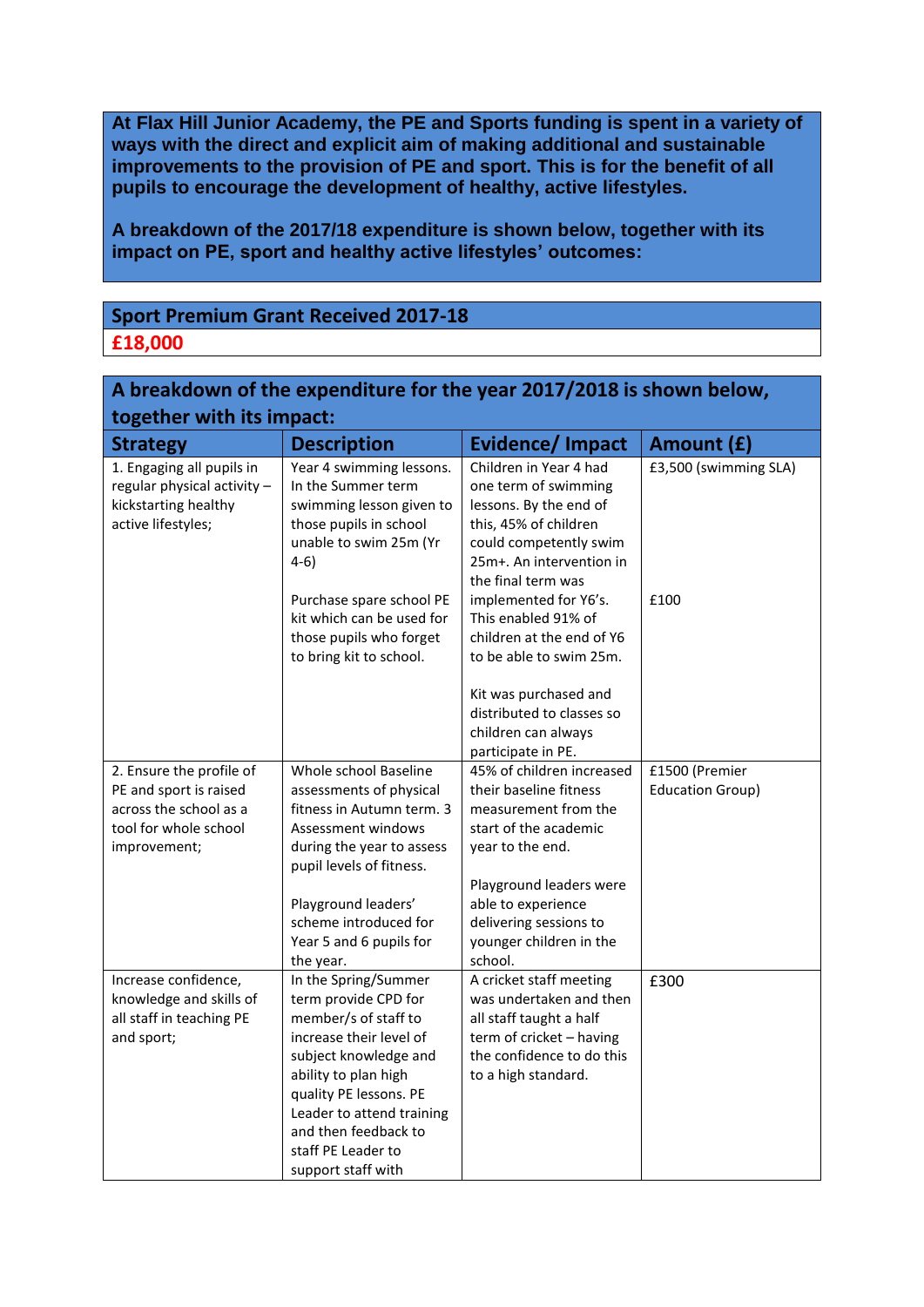**At Flax Hill Junior Academy, the PE and Sports funding is spent in a variety of ways with the direct and explicit aim of making additional and sustainable improvements to the provision of PE and sport. This is for the benefit of all pupils to encourage the development of healthy, active lifestyles.**

**A breakdown of the 2017/18 expenditure is shown below, together with its impact on PE, sport and healthy active lifestyles' outcomes:**

## Sport Premium Grant Received 2017-18

**£18,000**

## A breakdown of the expenditure for the year 2017/2018 is shown below, together with its impact:

| Strategy | Description | Evidence/ Impact | Amount (£) |
|---|---|---|---|
| 1. Engaging all pupils in regular physical activity – kickstarting healthy active lifestyles; | Year 4 swimming lessons. In the Summer term swimming lesson given to those pupils in school unable to swim 25m (Yr 4-6)<br><br>Purchase spare school PE kit which can be used for those pupils who forget to bring kit to school. | Children in Year 4 had one term of swimming lessons. By the end of this, 45% of children could competently swim 25m+. An intervention in the final term was implemented for Y6's. This enabled 91% of children at the end of Y6 to be able to swim 25m.<br><br>Kit was purchased and distributed to classes so children can always participate in PE. | £3,500 (swimming SLA)<br><br>£100 |
| 2. Ensure the profile of PE and sport is raised across the school as a tool for whole school improvement; | Whole school Baseline assessments of physical fitness in Autumn term. 3 Assessment windows during the year to assess pupil levels of fitness.<br><br>Playground leaders' scheme introduced for Year 5 and 6 pupils for the year. | 45% of children increased their baseline fitness measurement from the start of the academic year to the end.<br><br>Playground leaders were able to experience delivering sessions to younger children in the school. | £1500 (Premier Education Group) |
| Increase confidence, knowledge and skills of all staff in teaching PE and sport; | In the Spring/Summer term provide CPD for member/s of staff to increase their level of subject knowledge and ability to plan high quality PE lessons. PE Leader to attend training and then feedback to staff PE Leader to support staff with | A cricket staff meeting was undertaken and then all staff taught a half term of cricket – having the confidence to do this to a high standard. | £300 |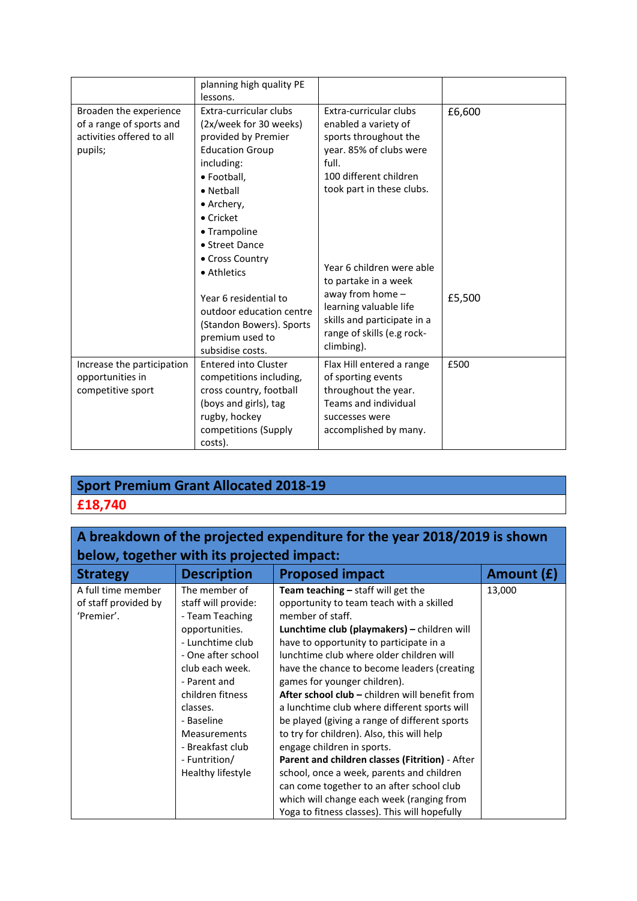| | | | |
|---|---|---|---|
| | planning high quality PE lessons. | | |
| Broaden the experience of a range of sports and activities offered to all pupils; | Extra-curricular clubs (2x/week for 30 weeks) provided by Premier Education Group including:<br>• Football,<br>• Netball<br>• Archery,<br>• Cricket<br>• Trampoline<br>• Street Dance<br>• Cross Country<br>• Athletics<br><br>Year 6 residential to outdoor education centre (Standon Bowers). Sports premium used to subsidise costs. | Extra-curricular clubs enabled a variety of sports throughout the year. 85% of clubs were full.<br>100 different children took part in these clubs.<br><br>Year 6 children were able to partake in a week away from home – learning valuable life skills and participate in a range of skills (e.g rock-climbing). | £6,600<br><br>£5,500 |
| Increase the participation opportunities in competitive sport | Entered into Cluster competitions including, cross country, football (boys and girls), tag rugby, hockey competitions (Supply costs). | Flax Hill entered a range of sporting events throughout the year. Teams and individual successes were accomplished by many. | £500 |

## Sport Premium Grant Allocated 2018-19

**£18,740**

## A breakdown of the projected expenditure for the year 2018/2019 is shown below, together with its projected impact:

| Strategy | Description | Proposed impact | Amount (£) |
|---|---|---|---|
| A full time member of staff provided by 'Premier'. | The member of staff will provide:<br>- Team Teaching opportunities.<br>- Lunchtime club<br>- One after school club each week.<br>- Parent and children fitness classes.<br>- Baseline Measurements<br>- Breakfast club<br>- Funtrition/ Healthy lifestyle | **Team teaching –** staff will get the opportunity to team teach with a skilled member of staff.<br>**Lunchtime club (playmakers) –** children will have to opportunity to participate in a lunchtime club where older children will have the chance to become leaders (creating games for younger children).<br>**After school club –** children will benefit from a lunchtime club where different sports will be played (giving a range of different sports to try for children). Also, this will help engage children in sports.<br>**Parent and children classes (Fitrition)** - After school, once a week, parents and children can come together to an after school club which will change each week (ranging from Yoga to fitness classes). This will hopefully | 13,000 |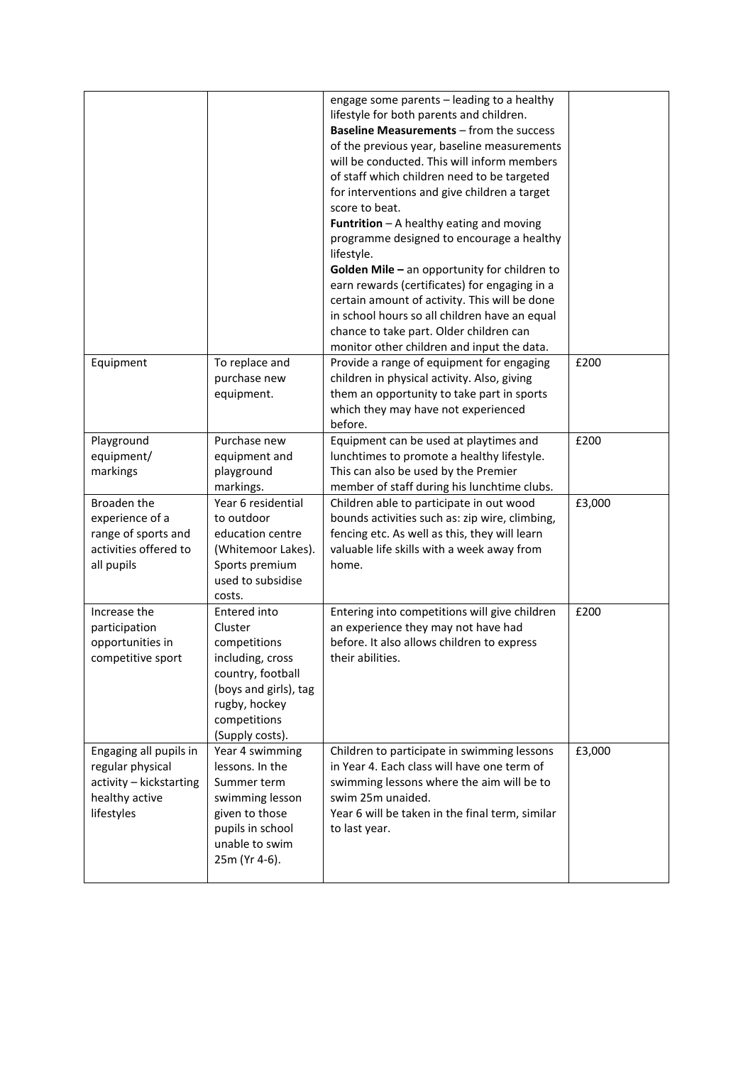| | | | |
|---|---|---|---|
| | | engage some parents – leading to a healthy lifestyle for both parents and children.<br>**Baseline Measurements** – from the success of the previous year, baseline measurements will be conducted. This will inform members of staff which children need to be targeted for interventions and give children a target score to beat.<br>**Funtrition** – A healthy eating and moving programme designed to encourage a healthy lifestyle.<br>**Golden Mile –** an opportunity for children to earn rewards (certificates) for engaging in a certain amount of activity. This will be done in school hours so all children have an equal chance to take part. Older children can monitor other children and input the data. | |
| Equipment | To replace and purchase new equipment. | Provide a range of equipment for engaging children in physical activity. Also, giving them an opportunity to take part in sports which they may have not experienced before. | £200 |
| Playground equipment/ markings | Purchase new equipment and playground markings. | Equipment can be used at playtimes and lunchtimes to promote a healthy lifestyle. This can also be used by the Premier member of staff during his lunchtime clubs. | £200 |
| Broaden the experience of a range of sports and activities offered to all pupils | Year 6 residential to outdoor education centre (Whitemoor Lakes). Sports premium used to subsidise costs. | Children able to participate in out wood bounds activities such as: zip wire, climbing, fencing etc. As well as this, they will learn valuable life skills with a week away from home. | £3,000 |
| Increase the participation opportunities in competitive sport | Entered into Cluster competitions including, cross country, football (boys and girls), tag rugby, hockey competitions (Supply costs). | Entering into competitions will give children an experience they may not have had before. It also allows children to express their abilities. | £200 |
| Engaging all pupils in regular physical activity – kickstarting healthy active lifestyles | Year 4 swimming lessons. In the Summer term swimming lesson given to those pupils in school unable to swim 25m (Yr 4-6). | Children to participate in swimming lessons in Year 4. Each class will have one term of swimming lessons where the aim will be to swim 25m unaided.<br>Year 6 will be taken in the final term, similar to last year. | £3,000 |